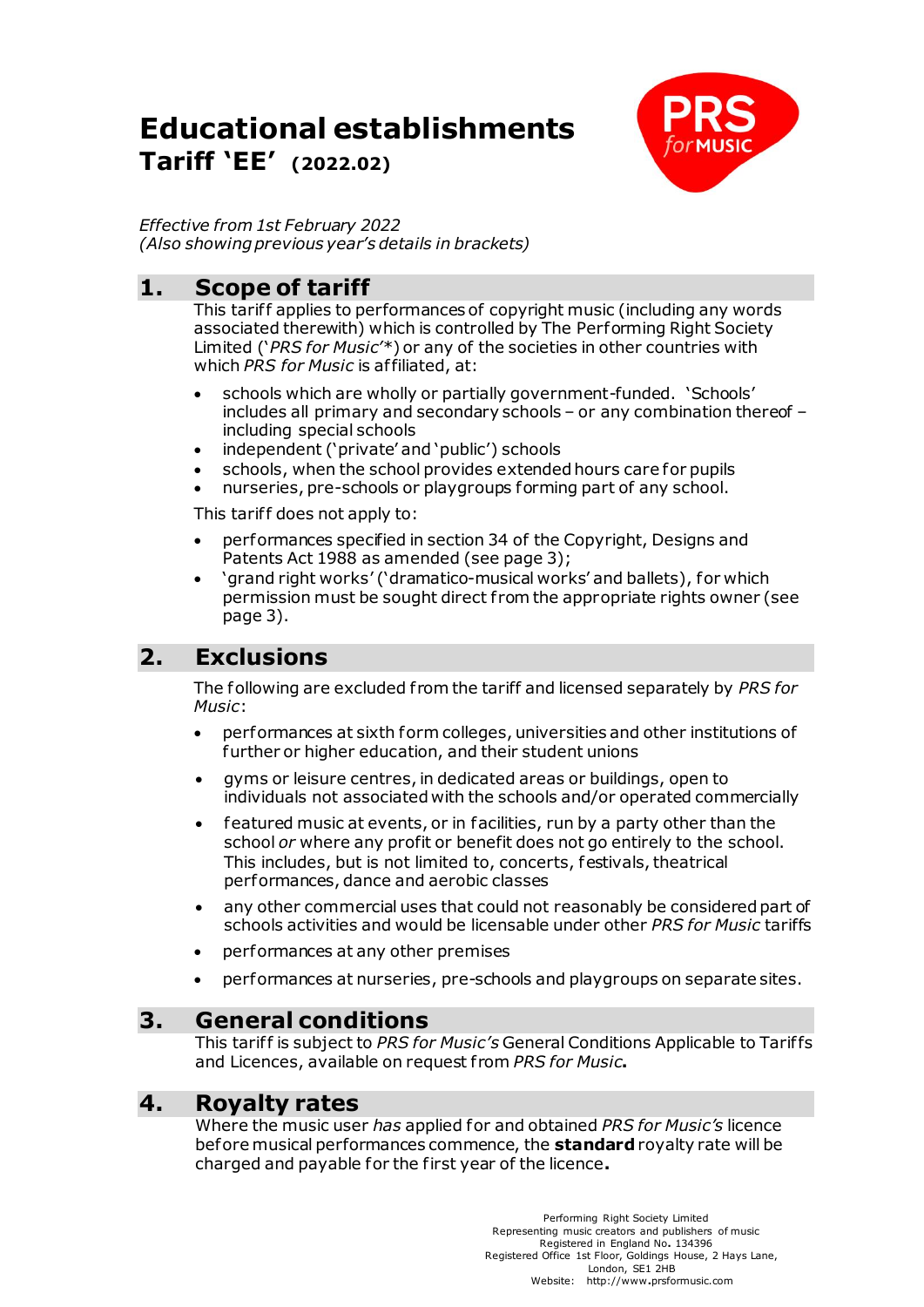# Educational establishments
## Tariff 'EE' (2022.02)

*Effective from 1st February 2022*
*(Also showing previous year's details in brackets)*

## 1. Scope of tariff

This tariff applies to performances of copyright music (including any words associated therewith) which is controlled by The Performing Right Society Limited ('*PRS for Music*'*) or any of the societies in other countries with which *PRS for Music* is affiliated, at:

- schools which are wholly or partially government-funded. 'Schools' includes all primary and secondary schools – or any combination thereof – including special schools
- independent ('private' and 'public') schools
- schools, when the school provides extended hours care for pupils
- nurseries, pre-schools or playgroups forming part of any school.

This tariff does not apply to:

- performances specified in section 34 of the Copyright, Designs and Patents Act 1988 as amended (see page 3);
- 'grand right works' ('dramatico-musical works' and ballets), for which permission must be sought direct from the appropriate rights owner (see page 3).

## 2. Exclusions

The following are excluded from the tariff and licensed separately by *PRS for Music*:

- performances at sixth form colleges, universities and other institutions of further or higher education, and their student unions
- gyms or leisure centres, in dedicated areas or buildings, open to individuals not associated with the schools and/or operated commercially
- featured music at events, or in facilities, run by a party other than the school *or* where any profit or benefit does not go entirely to the school. This includes, but is not limited to, concerts, festivals, theatrical performances, dance and aerobic classes
- any other commercial uses that could not reasonably be considered part of schools activities and would be licensable under other *PRS for Music* tariffs
- performances at any other premises
- performances at nurseries, pre-schools and playgroups on separate sites.

## 3. General conditions

This tariff is subject to *PRS for Music's* General Conditions Applicable to Tariffs and Licences, available on request from *PRS for Music***.**

## 4. Royalty rates

Where the music user *has* applied for and obtained *PRS for Music's* licence before musical performances commence, the **standard** royalty rate will be charged and payable for the first year of the licence**.**

Performing Right Society Limited
Representing music creators and publishers of music
Registered in England No. 134396
Registered Office 1st Floor, Goldings House, 2 Hays Lane, London, SE1 2HB
Website: http://www.prsformusic.com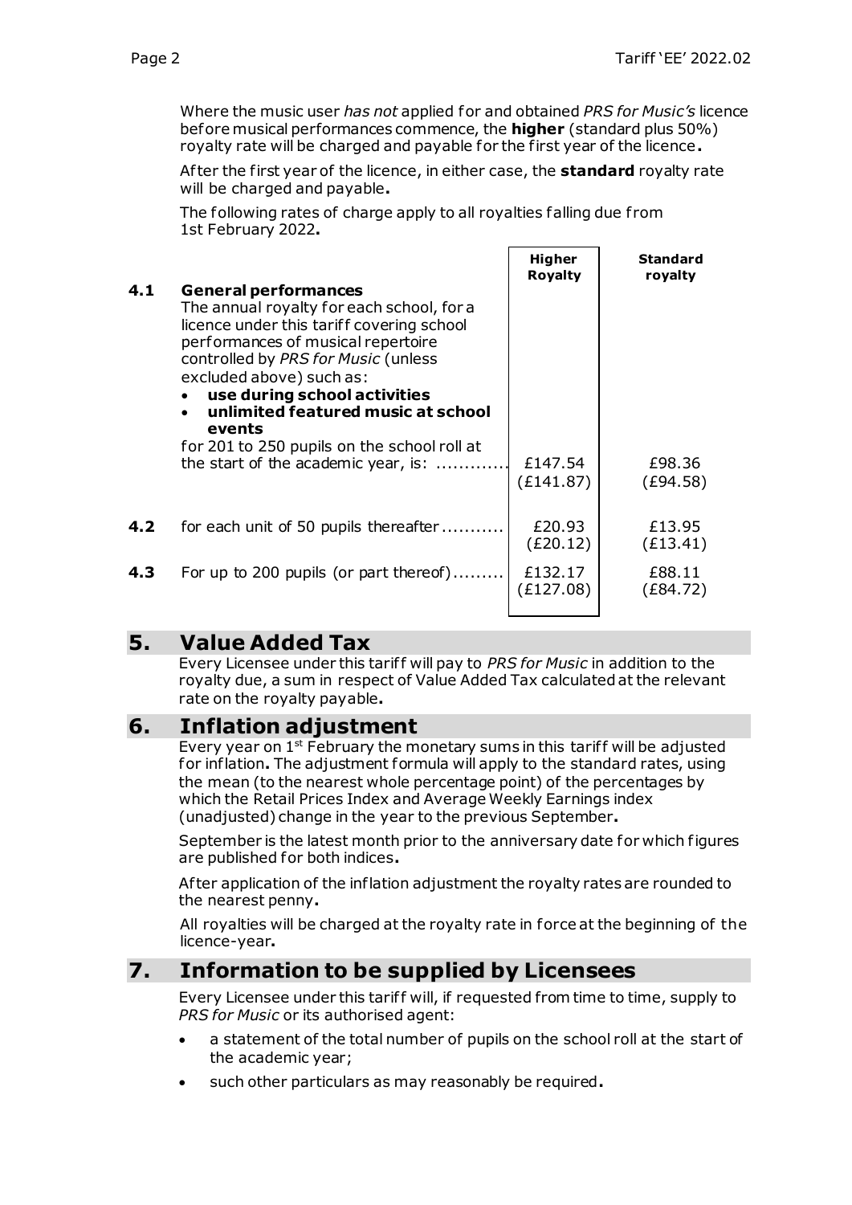Where the music user *has not* applied for and obtained *PRS for Music's* licence before musical performances commence, the **higher** (standard plus 50%) royalty rate will be charged and payable for the first year of the licence**.**

After the first year of the licence, in either case, the **standard** royalty rate will be charged and payable**.**

The following rates of charge apply to all royalties falling due from 1st February 2022**.**

| | | Higher Royalty | Standard royalty |
|---|---|---|---|
| **4.1** | **General performances**<br>The annual royalty for each school, for a licence under this tariff covering school performances of musical repertoire controlled by *PRS for Music* (unless excluded above) such as:<br>• **use during school activities**<br>• **unlimited featured music at school events**<br>for 201 to 250 pupils on the school roll at the start of the academic year, is: ............ | £147.54<br>(£141.87) | £98.36<br>(£94.58) |
| **4.2** | for each unit of 50 pupils thereafter ........... | £20.93<br>(£20.12) | £13.95<br>(£13.41) |
| **4.3** | For up to 200 pupils (or part thereof) ......... | £132.17<br>(£127.08) | £88.11<br>(£84.72) |

## 5. Value Added Tax

Every Licensee under this tariff will pay to *PRS for Music* in addition to the royalty due, a sum in respect of Value Added Tax calculated at the relevant rate on the royalty payable**.**

## 6. Inflation adjustment

Every year on 1st February the monetary sums in this tariff will be adjusted for inflation**.** The adjustment formula will apply to the standard rates, using the mean (to the nearest whole percentage point) of the percentages by which the Retail Prices Index and Average Weekly Earnings index (unadjusted) change in the year to the previous September**.**

September is the latest month prior to the anniversary date for which figures are published for both indices**.**

After application of the inflation adjustment the royalty rates are rounded to the nearest penny**.**

All royalties will be charged at the royalty rate in force at the beginning of the licence-year**.**

## 7. Information to be supplied by Licensees

Every Licensee under this tariff will, if requested from time to time, supply to *PRS for Music* or its authorised agent:

- a statement of the total number of pupils on the school roll at the start of the academic year;
- such other particulars as may reasonably be required**.**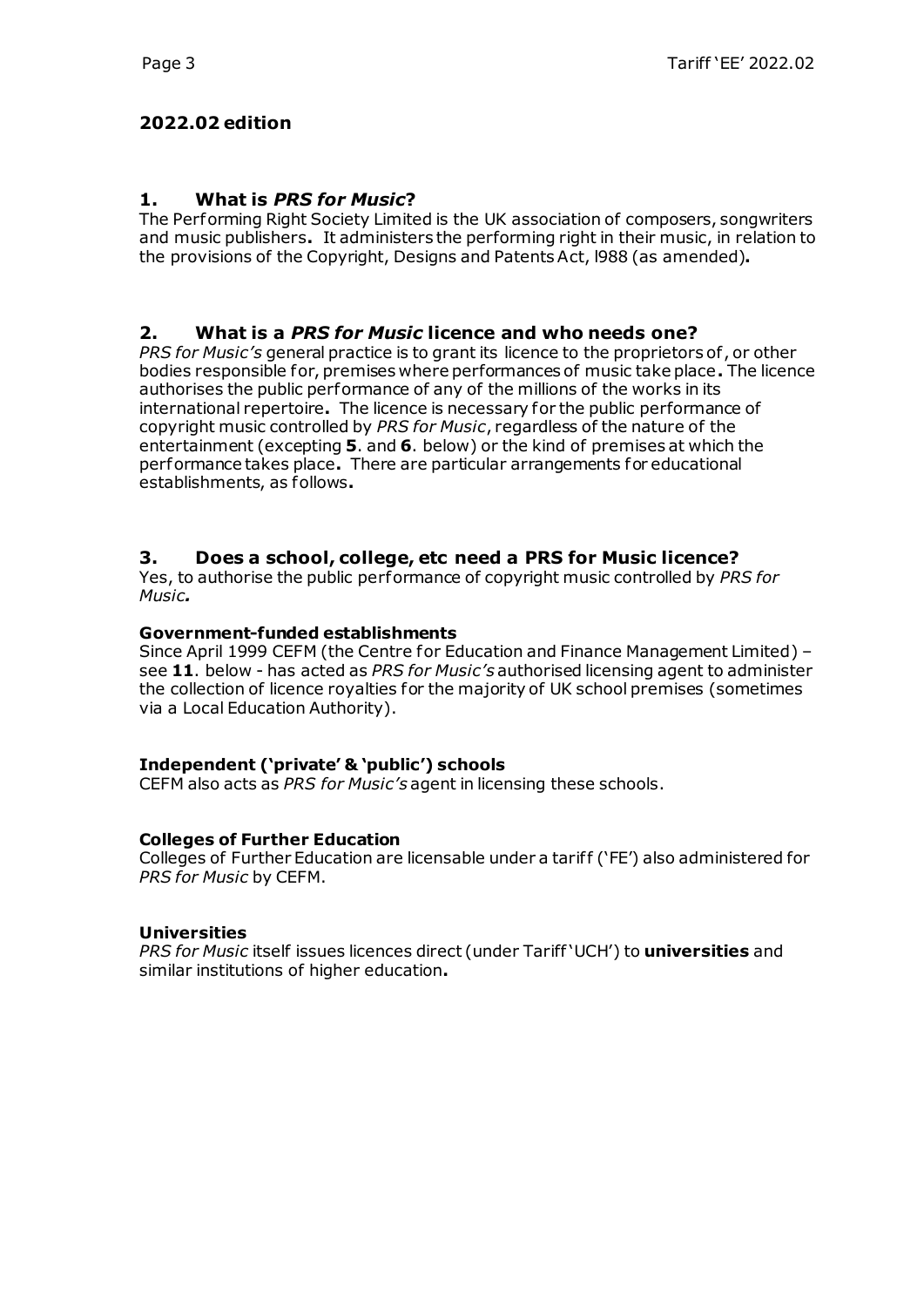**2022.02 edition**

## 1. What is *PRS for Music*?

The Performing Right Society Limited is the UK association of composers, songwriters and music publishers**.** It administers the performing right in their music, in relation to the provisions of the Copyright, Designs and Patents Act, l988 (as amended)**.**

## 2. What is a *PRS for Music* licence and who needs one?

*PRS for Music's* general practice is to grant its licence to the proprietors of, or other bodies responsible for, premises where performances of music take place**.** The licence authorises the public performance of any of the millions of the works in its international repertoire**.** The licence is necessary for the public performance of copyright music controlled by *PRS for Music*, regardless of the nature of the entertainment (excepting **5**. and **6**. below) or the kind of premises at which the performance takes place**.** There are particular arrangements for educational establishments, as follows**.**

## 3. Does a school, college, etc need a PRS for Music licence?

Yes, to authorise the public performance of copyright music controlled by *PRS for Music.*

**Government-funded establishments**

Since April 1999 CEFM (the Centre for Education and Finance Management Limited) – see **11**. below - has acted as *PRS for Music's* authorised licensing agent to administer the collection of licence royalties for the majority of UK school premises (sometimes via a Local Education Authority).

**Independent ('private' & 'public') schools**

CEFM also acts as *PRS for Music's* agent in licensing these schools.

**Colleges of Further Education**

Colleges of Further Education are licensable under a tariff ('FE') also administered for *PRS for Music* by CEFM.

**Universities**

*PRS for Music* itself issues licences direct (under Tariff 'UCH') to **universities** and similar institutions of higher education**.**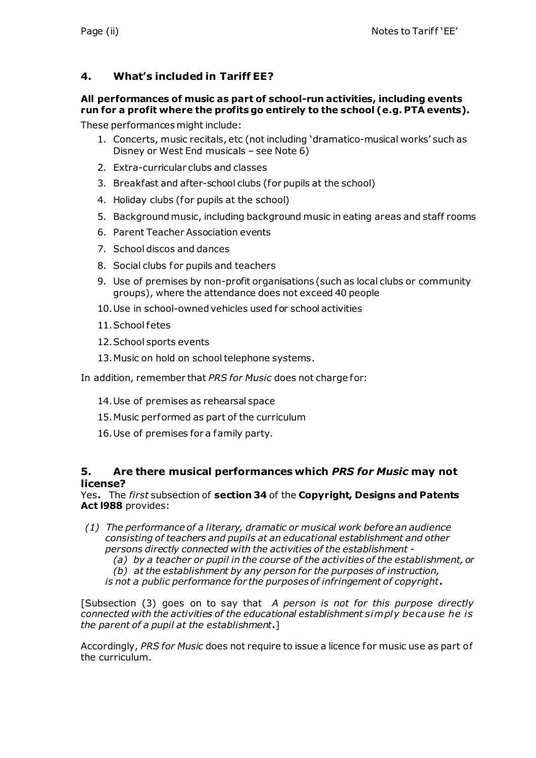## 4. What's included in Tariff EE?

**All performances of music as part of school-run activities, including events run for a profit where the profits go entirely to the school (e.g. PTA events).**

These performances might include:

1. Concerts, music recitals, etc (not including 'dramatico-musical works' such as Disney or West End musicals – see Note 6)
2. Extra-curricular clubs and classes
3. Breakfast and after-school clubs (for pupils at the school)
4. Holiday clubs (for pupils at the school)
5. Background music, including background music in eating areas and staff rooms
6. Parent Teacher Association events
7. School discos and dances
8. Social clubs for pupils and teachers
9. Use of premises by non-profit organisations (such as local clubs or community groups), where the attendance does not exceed 40 people
10. Use in school-owned vehicles used for school activities
11. School fetes
12. School sports events
13. Music on hold on school telephone systems.

In addition, remember that *PRS for Music* does not charge for:

14. Use of premises as rehearsal space
15. Music performed as part of the curriculum
16. Use of premises for a family party.

## 5. Are there musical performances which *PRS for Music* may not license?

Yes**.** The *first* subsection of **section 34** of the **Copyright, Designs and Patents Act l988** provides:

> *(1) The performance of a literary, dramatic or musical work before an audience consisting of teachers and pupils at an educational establishment and other persons directly connected with the activities of the establishment -*
>
> *(a) by a teacher or pupil in the course of the activities of the establishment, or*
>
> *(b) at the establishment by any person for the purposes of instruction,*
>
> *is not a public performance for the purposes of infringement of copyright***.**

[Subsection (3) goes on to say that *A person is not for this purpose directly connected with the activities of the educational establishment simply because he is the parent of a pupil at the establishment***.**]

Accordingly, *PRS for Music* does not require to issue a licence for music use as part of the curriculum.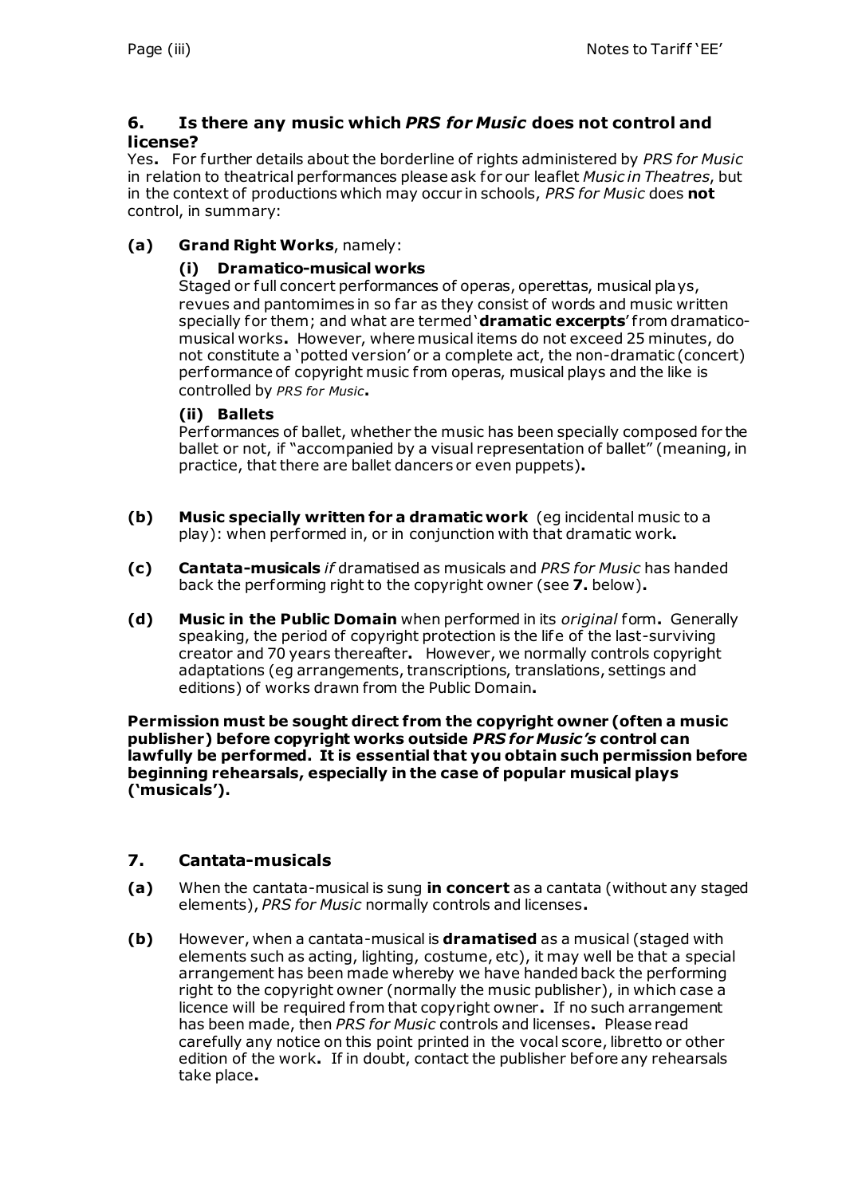## 6. Is there any music which *PRS for Music* does not control and license?

Yes**.** For further details about the borderline of rights administered by *PRS for Music* in relation to theatrical performances please ask for our leaflet *Music in Theatres*, but in the context of productions which may occur in schools, *PRS for Music* does **not** control, in summary:

**(a) Grand Right Works**, namely:

**(i) Dramatico-musical works**

Staged or full concert performances of operas, operettas, musical plays, revues and pantomimes in so far as they consist of words and music written specially for them; and what are termed '**dramatic excerpts**' from dramatico-musical works**.** However, where musical items do not exceed 25 minutes, do not constitute a 'potted version' or a complete act, the non-dramatic (concert) performance of copyright music from operas, musical plays and the like is controlled by *PRS for Music***.**

**(ii) Ballets**

Performances of ballet, whether the music has been specially composed for the ballet or not, if "accompanied by a visual representation of ballet" (meaning, in practice, that there are ballet dancers or even puppets)**.**

**(b) Music specially written for a dramatic work** (eg incidental music to a play): when performed in, or in conjunction with that dramatic work**.**

**(c) Cantata-musicals** *if* dramatised as musicals and *PRS for Music* has handed back the performing right to the copyright owner (see **7.** below)**.**

**(d) Music in the Public Domain** when performed in its *original* form**.** Generally speaking, the period of copyright protection is the life of the last-surviving creator and 70 years thereafter**.** However, we normally controls copyright adaptations (eg arrangements, transcriptions, translations, settings and editions) of works drawn from the Public Domain**.**

**Permission must be sought direct from the copyright owner (often a music publisher) before copyright works outside *PRS for Music's* control can lawfully be performed. It is essential that you obtain such permission before beginning rehearsals, especially in the case of popular musical plays ('musicals').**

## 7. Cantata-musicals

**(a)** When the cantata-musical is sung **in concert** as a cantata (without any staged elements), *PRS for Music* normally controls and licenses**.**

**(b)** However, when a cantata-musical is **dramatised** as a musical (staged with elements such as acting, lighting, costume, etc), it may well be that a special arrangement has been made whereby we have handed back the performing right to the copyright owner (normally the music publisher), in which case a licence will be required from that copyright owner**.** If no such arrangement has been made, then *PRS for Music* controls and licenses**.** Please read carefully any notice on this point printed in the vocal score, libretto or other edition of the work**.** If in doubt, contact the publisher before any rehearsals take place**.**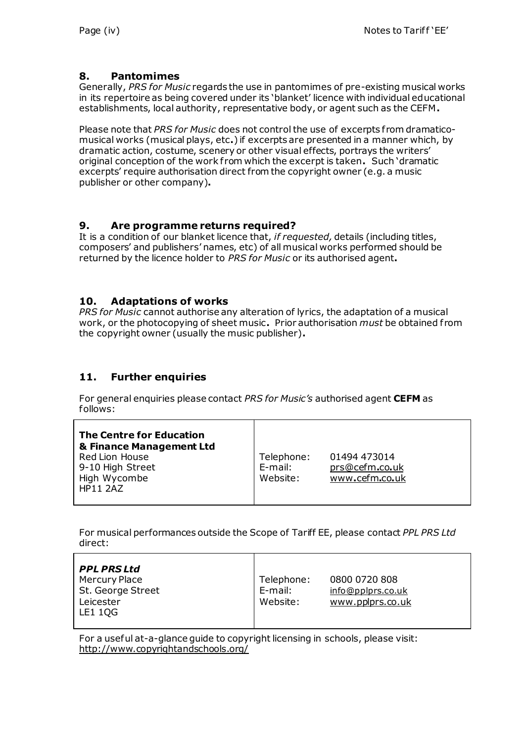## 8. Pantomimes

Generally, *PRS for Music* regards the use in pantomimes of pre-existing musical works in its repertoire as being covered under its 'blanket' licence with individual educational establishments, local authority, representative body, or agent such as the CEFM**.**

Please note that *PRS for Music* does not control the use of excerpts from dramatico-musical works (musical plays, etc**.**) if excerpts are presented in a manner which, by dramatic action, costume, scenery or other visual effects, portrays the writers' original conception of the work from which the excerpt is taken**.** Such 'dramatic excerpts' require authorisation direct from the copyright owner (e.g. a music publisher or other company)**.**

## 9. Are programme returns required?

It is a condition of our blanket licence that, *if requested,* details (including titles, composers' and publishers' names, etc) of all musical works performed should be returned by the licence holder to *PRS for Music* or its authorised agent**.**

## 10. Adaptations of works

*PRS for Music* cannot authorise any alteration of lyrics, the adaptation of a musical work, or the photocopying of sheet music**.** Prior authorisation *must* be obtained from the copyright owner (usually the music publisher)**.**

## 11. Further enquiries

For general enquiries please contact *PRS for Music's* authorised agent **CEFM** as follows:

| | | |
|---|---|---|
| **The Centre for Education & Finance Management Ltd**<br>Red Lion House<br>9-10 High Street<br>High Wycombe<br>HP11 2AZ | Telephone:<br>E-mail:<br>Website: | 01494 473014<br>prs@cefm.co.uk<br>www.cefm.co.uk |

For musical performances outside the Scope of Tariff EE, please contact *PPL PRS Ltd* direct:

| | | |
|---|---|---|
| ***PPL PRS Ltd***<br>Mercury Place<br>St. George Street<br>Leicester<br>LE1 1QG | Telephone:<br>E-mail:<br>Website: | 0800 0720 808<br>info@pplprs.co.uk<br>www.pplprs.co.uk |

For a useful at-a-glance guide to copyright licensing in schools, please visit: http://www.copyrightandschools.org/